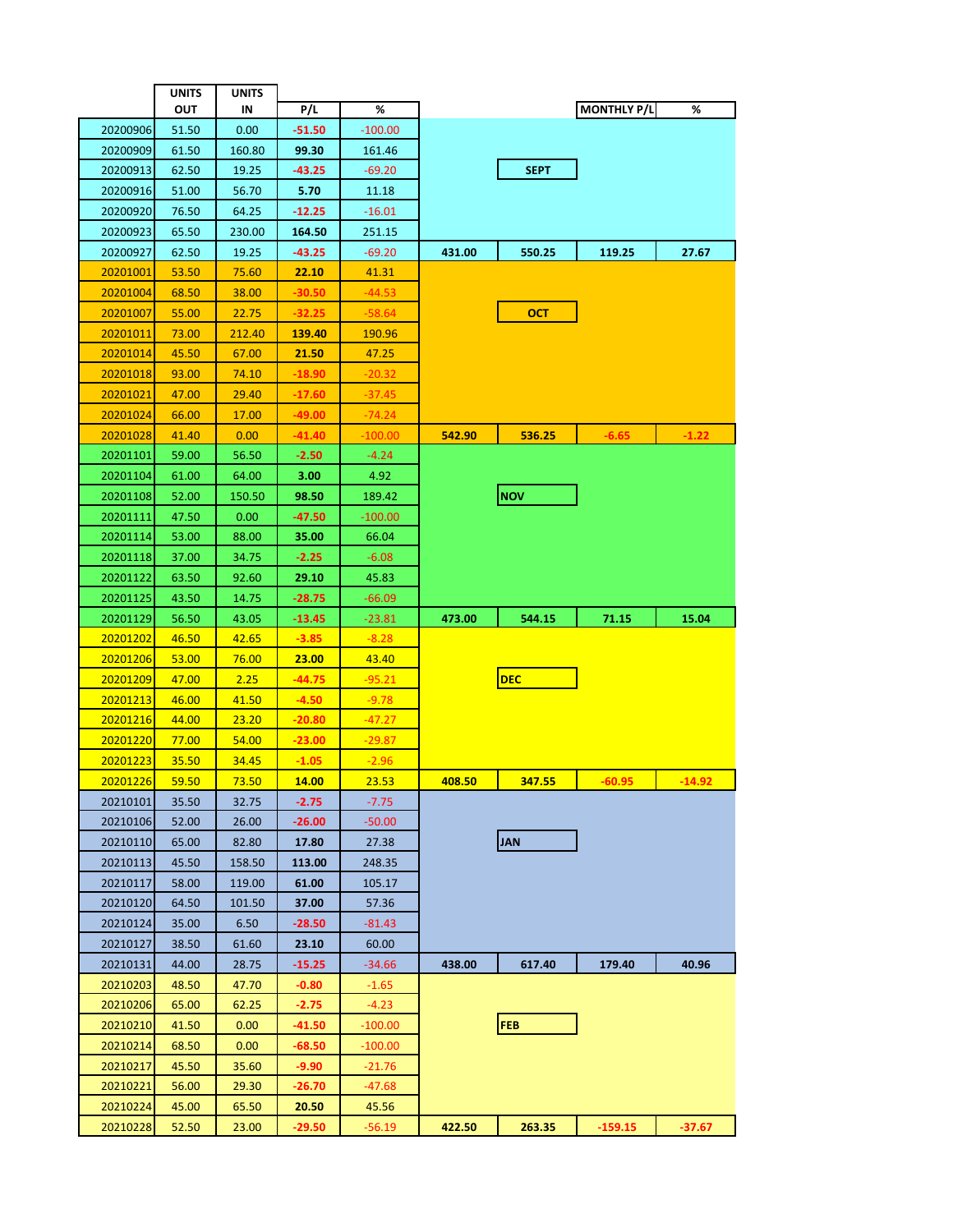| | UNITS OUT | UNITS IN | P/L | % | | | MONTHLY P/L | % |
|---|---|---|---|---|---|---|---|---|
| 20200906 | 51.50 | 0.00 | **-51.50** | -100.00 | | | | |
| 20200909 | 61.50 | 160.80 | **99.30** | 161.46 | | | | |
| 20200913 | 62.50 | 19.25 | **-43.25** | -69.20 | | **SEPT** | | |
| 20200916 | 51.00 | 56.70 | **5.70** | 11.18 | | | | |
| 20200920 | 76.50 | 64.25 | **-12.25** | -16.01 | | | | |
| 20200923 | 65.50 | 230.00 | **164.50** | 251.15 | | | | |
| 20200927 | 62.50 | 19.25 | **-43.25** | -69.20 | **431.00** | **550.25** | **119.25** | **27.67** |
| 20201001 | 53.50 | 75.60 | **22.10** | 41.31 | | | | |
| 20201004 | 68.50 | 38.00 | **-30.50** | -44.53 | | | | |
| 20201007 | 55.00 | 22.75 | **-32.25** | -58.64 | | **OCT** | | |
| 20201011 | 73.00 | 212.40 | **139.40** | 190.96 | | | | |
| 20201014 | 45.50 | 67.00 | **21.50** | 47.25 | | | | |
| 20201018 | 93.00 | 74.10 | **-18.90** | -20.32 | | | | |
| 20201021 | 47.00 | 29.40 | **-17.60** | -37.45 | | | | |
| 20201024 | 66.00 | 17.00 | **-49.00** | -74.24 | | | | |
| 20201028 | 41.40 | 0.00 | **-41.40** | -100.00 | **542.90** | **536.25** | **-6.65** | **-1.22** |
| 20201101 | 59.00 | 56.50 | **-2.50** | -4.24 | | | | |
| 20201104 | 61.00 | 64.00 | **3.00** | 4.92 | | | | |
| 20201108 | 52.00 | 150.50 | **98.50** | 189.42 | | **NOV** | | |
| 20201111 | 47.50 | 0.00 | **-47.50** | -100.00 | | | | |
| 20201114 | 53.00 | 88.00 | **35.00** | 66.04 | | | | |
| 20201118 | 37.00 | 34.75 | **-2.25** | -6.08 | | | | |
| 20201122 | 63.50 | 92.60 | **29.10** | 45.83 | | | | |
| 20201125 | 43.50 | 14.75 | **-28.75** | -66.09 | | | | |
| 20201129 | 56.50 | 43.05 | **-13.45** | -23.81 | **473.00** | **544.15** | **71.15** | **15.04** |
| 20201202 | 46.50 | 42.65 | **-3.85** | -8.28 | | | | |
| 20201206 | 53.00 | 76.00 | **23.00** | 43.40 | | | | |
| 20201209 | 47.00 | 2.25 | **-44.75** | -95.21 | | **DEC** | | |
| 20201213 | 46.00 | 41.50 | **-4.50** | -9.78 | | | | |
| 20201216 | 44.00 | 23.20 | **-20.80** | -47.27 | | | | |
| 20201220 | 77.00 | 54.00 | **-23.00** | -29.87 | | | | |
| 20201223 | 35.50 | 34.45 | **-1.05** | -2.96 | | | | |
| 20201226 | 59.50 | 73.50 | **14.00** | 23.53 | **408.50** | **347.55** | **-60.95** | **-14.92** |
| 20210101 | 35.50 | 32.75 | **-2.75** | -7.75 | | | | |
| 20210106 | 52.00 | 26.00 | **-26.00** | -50.00 | | | | |
| 20210110 | 65.00 | 82.80 | **17.80** | 27.38 | | **JAN** | | |
| 20210113 | 45.50 | 158.50 | **113.00** | 248.35 | | | | |
| 20210117 | 58.00 | 119.00 | **61.00** | 105.17 | | | | |
| 20210120 | 64.50 | 101.50 | **37.00** | 57.36 | | | | |
| 20210124 | 35.00 | 6.50 | **-28.50** | -81.43 | | | | |
| 20210127 | 38.50 | 61.60 | **23.10** | 60.00 | | | | |
| 20210131 | 44.00 | 28.75 | **-15.25** | -34.66 | **438.00** | **617.40** | **179.40** | **40.96** |
| 20210203 | 48.50 | 47.70 | **-0.80** | -1.65 | | | | |
| 20210206 | 65.00 | 62.25 | **-2.75** | -4.23 | | | | |
| 20210210 | 41.50 | 0.00 | **-41.50** | -100.00 | | **FEB** | | |
| 20210214 | 68.50 | 0.00 | **-68.50** | -100.00 | | | | |
| 20210217 | 45.50 | 35.60 | **-9.90** | -21.76 | | | | |
| 20210221 | 56.00 | 29.30 | **-26.70** | -47.68 | | | | |
| 20210224 | 45.00 | 65.50 | **20.50** | 45.56 | | | | |
| 20210228 | 52.50 | 23.00 | **-29.50** | -56.19 | **422.50** | **263.35** | **-159.15** | **-37.67** |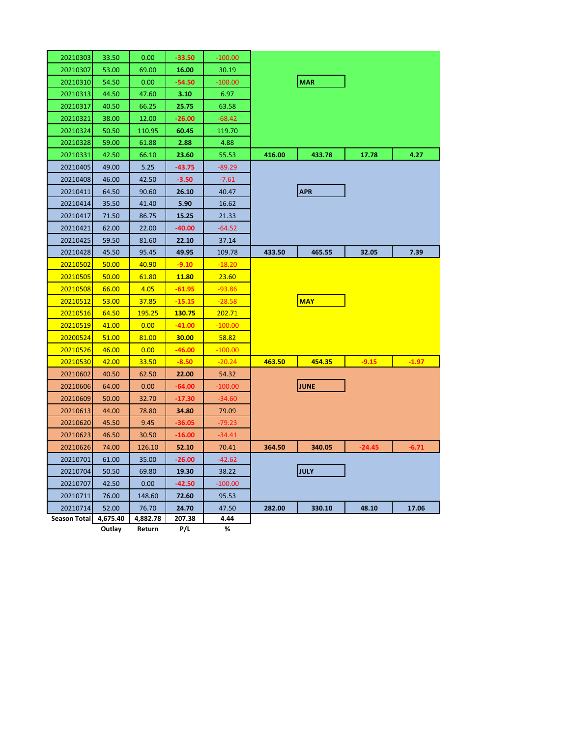| | | | | | | | | |
|---|---|---|---|---|---|---|---|---|
| 20210303 | 33.50 | 0.00 | **-33.50** | -100.00 | | | | |
| 20210307 | 53.00 | 69.00 | **16.00** | 30.19 | | | | |
| 20210310 | 54.50 | 0.00 | **-54.50** | -100.00 | | **MAR** | | |
| 20210313 | 44.50 | 47.60 | **3.10** | 6.97 | | | | |
| 20210317 | 40.50 | 66.25 | **25.75** | 63.58 | | | | |
| 20210321 | 38.00 | 12.00 | **-26.00** | -68.42 | | | | |
| 20210324 | 50.50 | 110.95 | **60.45** | 119.70 | | | | |
| 20210328 | 59.00 | 61.88 | **2.88** | 4.88 | | | | |
| 20210331 | 42.50 | 66.10 | **23.60** | 55.53 | **416.00** | **433.78** | **17.78** | **4.27** |
| 20210405 | 49.00 | 5.25 | **-43.75** | -89.29 | | | | |
| 20210408 | 46.00 | 42.50 | **-3.50** | -7.61 | | | | |
| 20210411 | 64.50 | 90.60 | **26.10** | 40.47 | | **APR** | | |
| 20210414 | 35.50 | 41.40 | **5.90** | 16.62 | | | | |
| 20210417 | 71.50 | 86.75 | **15.25** | 21.33 | | | | |
| 20210421 | 62.00 | 22.00 | **-40.00** | -64.52 | | | | |
| 20210425 | 59.50 | 81.60 | **22.10** | 37.14 | | | | |
| 20210428 | 45.50 | 95.45 | **49.95** | 109.78 | **433.50** | **465.55** | **32.05** | **7.39** |
| 20210502 | 50.00 | 40.90 | **-9.10** | -18.20 | | | | |
| 20210505 | 50.00 | 61.80 | **11.80** | 23.60 | | | | |
| 20210508 | 66.00 | 4.05 | **-61.95** | -93.86 | | | | |
| 20210512 | 53.00 | 37.85 | **-15.15** | -28.58 | | **MAY** | | |
| 20210516 | 64.50 | 195.25 | **130.75** | 202.71 | | | | |
| 20210519 | 41.00 | 0.00 | **-41.00** | -100.00 | | | | |
| 20200524 | 51.00 | 81.00 | **30.00** | 58.82 | | | | |
| 20210526 | 46.00 | 0.00 | **-46.00** | -100.00 | | | | |
| 20210530 | 42.00 | 33.50 | **-8.50** | -20.24 | **463.50** | **454.35** | **-9.15** | **-1.97** |
| 20210602 | 40.50 | 62.50 | **22.00** | 54.32 | | | | |
| 20210606 | 64.00 | 0.00 | **-64.00** | -100.00 | | **JUNE** | | |
| 20210609 | 50.00 | 32.70 | **-17.30** | -34.60 | | | | |
| 20210613 | 44.00 | 78.80 | **34.80** | 79.09 | | | | |
| 20210620 | 45.50 | 9.45 | **-36.05** | -79.23 | | | | |
| 20210623 | 46.50 | 30.50 | **-16.00** | -34.41 | | | | |
| 20210626 | 74.00 | 126.10 | **52.10** | 70.41 | **364.50** | **340.05** | **-24.45** | **-6.71** |
| 20210701 | 61.00 | 35.00 | **-26.00** | -42.62 | | | | |
| 20210704 | 50.50 | 69.80 | **19.30** | 38.22 | | **JULY** | | |
| 20210707 | 42.50 | 0.00 | **-42.50** | -100.00 | | | | |
| 20210711 | 76.00 | 148.60 | **72.60** | 95.53 | | | | |
| 20210714 | 52.00 | 76.70 | **24.70** | 47.50 | **282.00** | **330.10** | **48.10** | **17.06** |
| **Season Total** | **4,675.40** | **4,882.78** | **207.38** | **4.44** | | | | |
| | **Outlay** | **Return** | **P/L** | **%** | | | | |